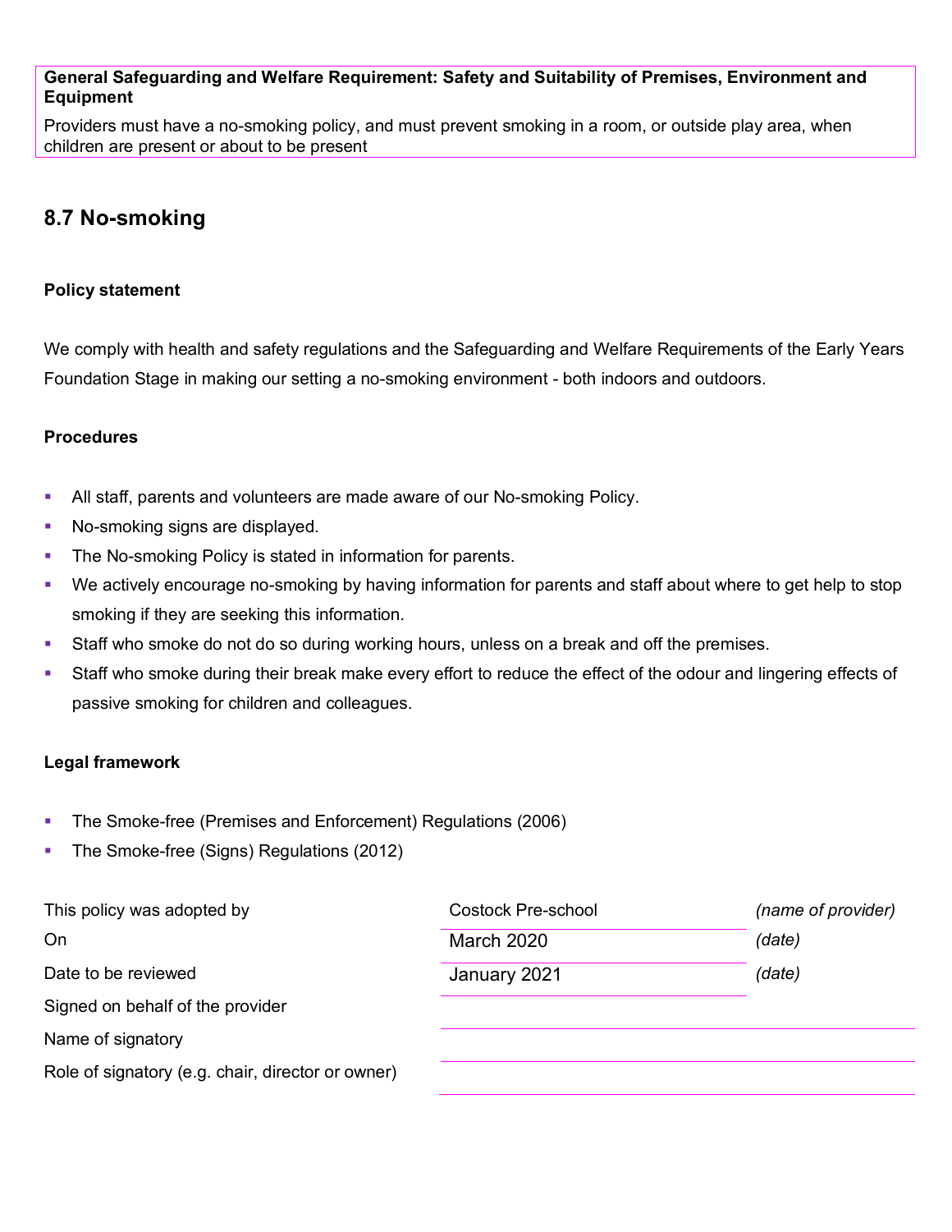**General Safeguarding and Welfare Requirement: Safety and Suitability of Premises, Environment and Equipment**

Providers must have a no-smoking policy, and must prevent smoking in a room, or outside play area, when children are present or about to be present

## 8.7 No-smoking

### Policy statement

We comply with health and safety regulations and the Safeguarding and Welfare Requirements of the Early Years Foundation Stage in making our setting a no-smoking environment - both indoors and outdoors.

### Procedures

- All staff, parents and volunteers are made aware of our No-smoking Policy.
- No-smoking signs are displayed.
- The No-smoking Policy is stated in information for parents.
- We actively encourage no-smoking by having information for parents and staff about where to get help to stop smoking if they are seeking this information.
- Staff who smoke do not do so during working hours, unless on a break and off the premises.
- Staff who smoke during their break make every effort to reduce the effect of the odour and lingering effects of passive smoking for children and colleagues.

### Legal framework

- The Smoke-free (Premises and Enforcement) Regulations (2006)
- The Smoke-free (Signs) Regulations (2012)

| | | |
|---|---|---|
| This policy was adopted by | Costock Pre-school | *(name of provider)* |
| On | March 2020 | *(date)* |
| Date to be reviewed | January 2021 | *(date)* |
| Signed on behalf of the provider | | |
| Name of signatory | | |
| Role of signatory (e.g. chair, director or owner) | | |